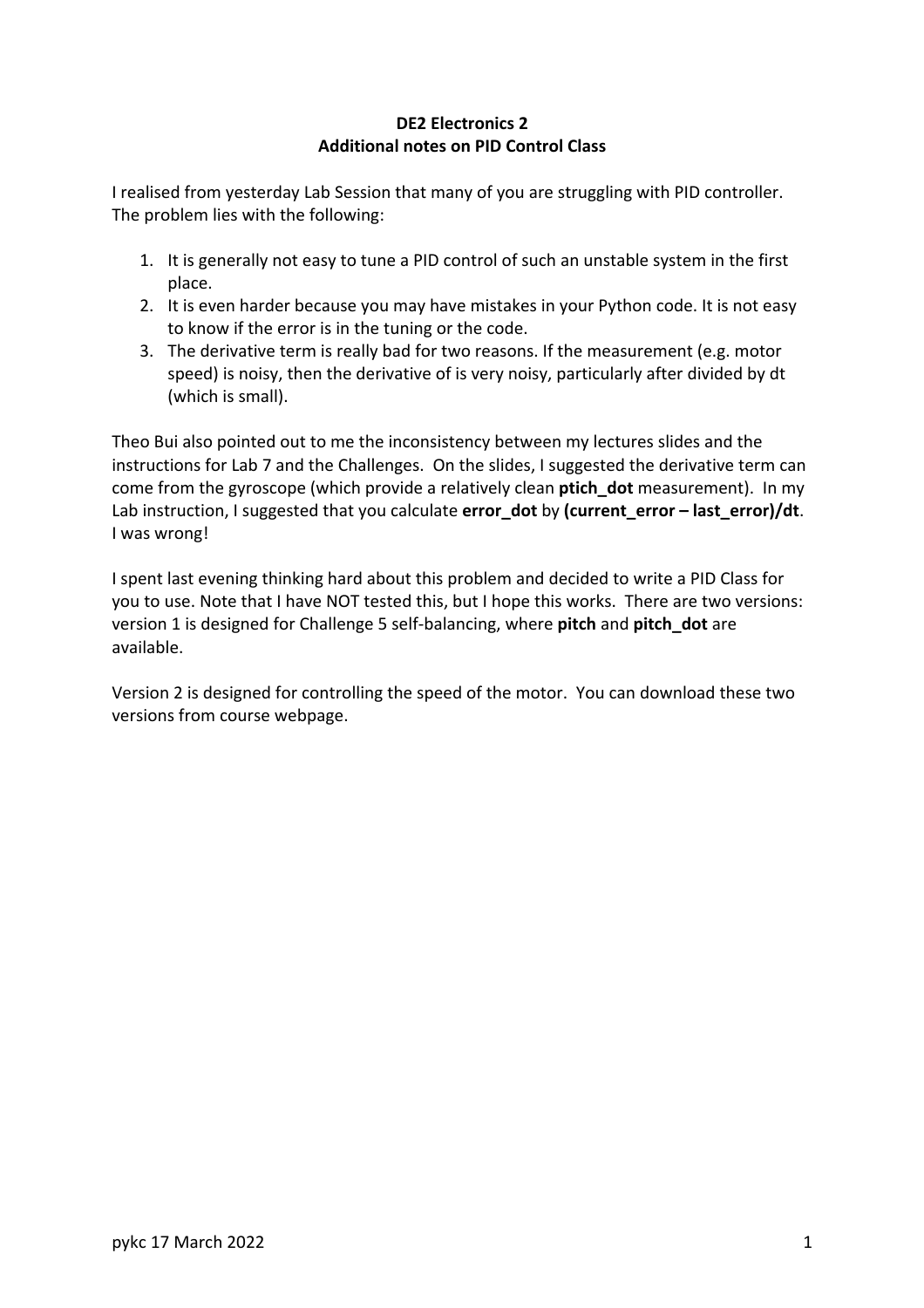**DE2 Electronics 2**
**Additional notes on PID Control Class**

I realised from yesterday Lab Session that many of you are struggling with PID controller. The problem lies with the following:

1. It is generally not easy to tune a PID control of such an unstable system in the first place.
2. It is even harder because you may have mistakes in your Python code. It is not easy to know if the error is in the tuning or the code.
3. The derivative term is really bad for two reasons. If the measurement (e.g. motor speed) is noisy, then the derivative of is very noisy, particularly after divided by dt (which is small).

Theo Bui also pointed out to me the inconsistency between my lectures slides and the instructions for Lab 7 and the Challenges. On the slides, I suggested the derivative term can come from the gyroscope (which provide a relatively clean **ptich_dot** measurement). In my Lab instruction, I suggested that you calculate **error_dot** by **(current_error – last_error)/dt**. I was wrong!

I spent last evening thinking hard about this problem and decided to write a PID Class for you to use. Note that I have NOT tested this, but I hope this works. There are two versions: version 1 is designed for Challenge 5 self-balancing, where **pitch** and **pitch_dot** are available.

Version 2 is designed for controlling the speed of the motor. You can download these two versions from course webpage.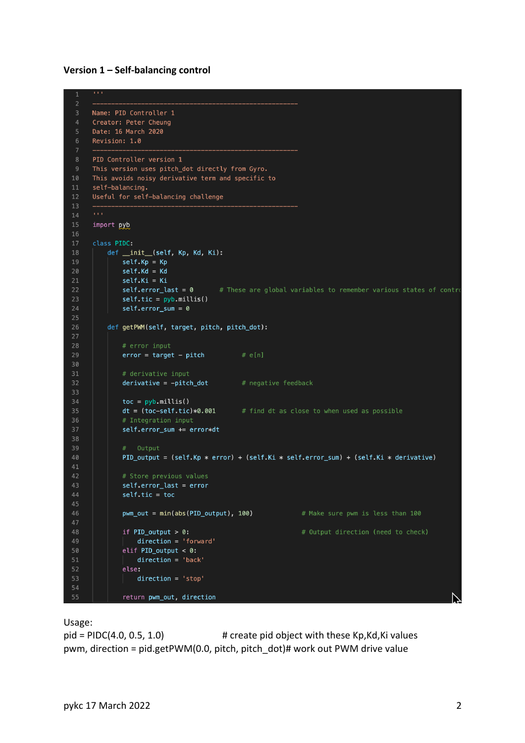**Version 1 – Self-balancing control**

```
'''
-------------------------------------------------------
Name: PID Controller 1
Creator: Peter Cheung
Date: 16 March 2020
Revision: 1.0
-------------------------------------------------------
PID Controller version 1
This version uses pitch_dot directly from Gyro.
This avoids noisy derivative term and specific to
self-balancing.
Useful for self-balancing challenge
-------------------------------------------------------
'''
import pyb

class PIDC:
    def __init__(self, Kp, Kd, Ki):
        self.Kp = Kp
        self.Kd = Kd
        self.Ki = Ki
        self.error_last = 0       # These are global variables to remember various states of contro
        self.tic = pyb.millis()
        self.error_sum = 0

    def getPWM(self, target, pitch, pitch_dot):

        # error input
        error = target - pitch          # e[n]

        # derivative input
        derivative = -pitch_dot         # negative feedback

        toc = pyb.millis()
        dt = (toc-self.tic)*0.001       # find dt as close to when used as possible
        # Integration input
        self.error_sum += error*dt

        #   Output
        PID_output = (self.Kp * error) + (self.Ki * self.error_sum) + (self.Ki * derivative)

        # Store previous values
        self.error_last = error
        self.tic = toc

        pwm_out = min(abs(PID_output), 100)             # Make sure pwm is less than 100

        if PID_output > 0:                              # Output direction (need to check)
            direction = 'forward'
        elif PID_output < 0:
            direction = 'back'
        else:
            direction = 'stop'

        return pwm_out, direction
```

Usage:

```
pid = PIDC(4.0, 0.5, 1.0)                    # create pid object with these Kp,Kd,Ki values
pwm, direction = pid.getPWM(0.0, pitch, pitch_dot)# work out PWM drive value
```

pykc 17 March 2022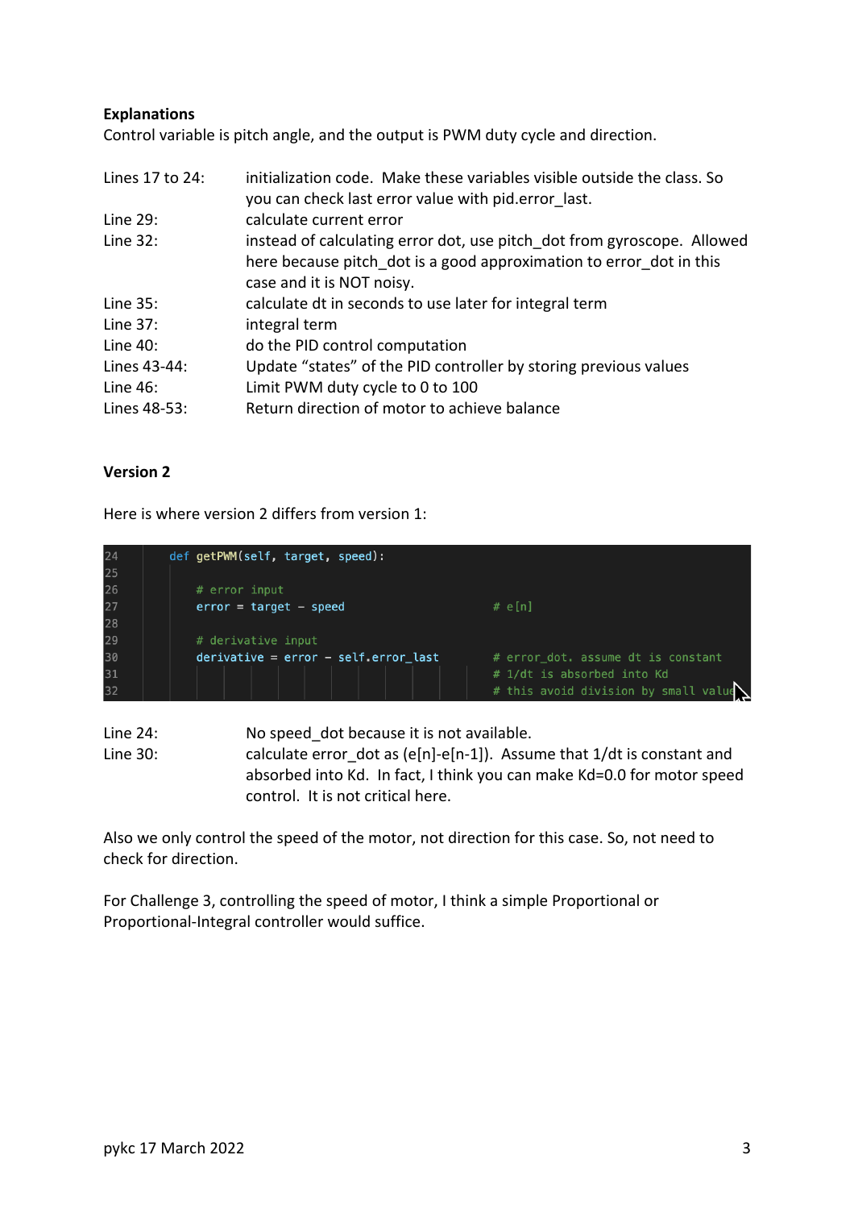**Explanations**

Control variable is pitch angle, and the output is PWM duty cycle and direction.

| | |
|---|---|
| Lines 17 to 24: | initialization code. Make these variables visible outside the class. So you can check last error value with pid.error_last. |
| Line 29: | calculate current error |
| Line 32: | instead of calculating error dot, use pitch_dot from gyroscope. Allowed here because pitch_dot is a good approximation to error_dot in this case and it is NOT noisy. |
| Line 35: | calculate dt in seconds to use later for integral term |
| Line 37: | integral term |
| Line 40: | do the PID control computation |
| Lines 43-44: | Update "states" of the PID controller by storing previous values |
| Line 46: | Limit PWM duty cycle to 0 to 100 |
| Lines 48-53: | Return direction of motor to achieve balance |

**Version 2**

Here is where version 2 differs from version 1:

```
24    def getPWM(self, target, speed):
25
26        # error input
27        error = target - speed                    # e[n]
28
29        # derivative input
30        derivative = error - self.error_last      # error_dot. assume dt is constant
31                                                  # 1/dt is absorbed into Kd
32                                                  # this avoid division by small value
```

| | |
|---|---|
| Line 24: | No speed_dot because it is not available. |
| Line 30: | calculate error_dot as (e[n]-e[n-1]). Assume that 1/dt is constant and absorbed into Kd. In fact, I think you can make Kd=0.0 for motor speed control. It is not critical here. |

Also we only control the speed of the motor, not direction for this case. So, not need to check for direction.

For Challenge 3, controlling the speed of motor, I think a simple Proportional or Proportional-Integral controller would suffice.

pykc 17 March 2022